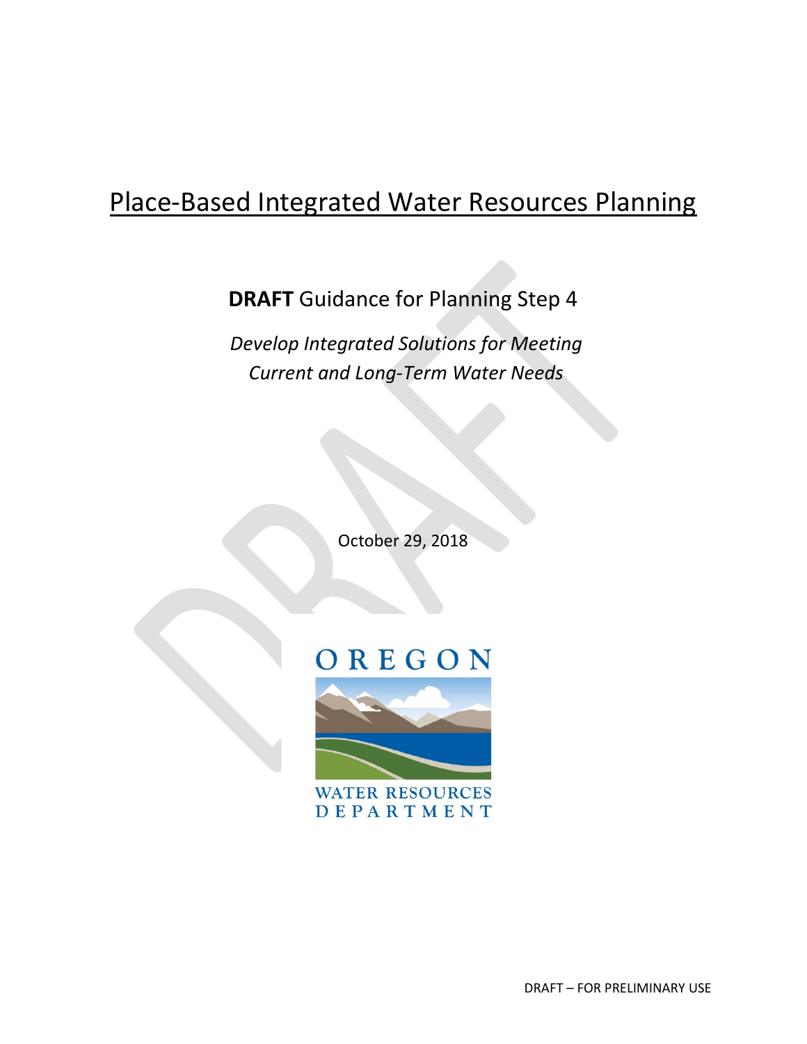# Place-Based Integrated Water Resources Planning

**DRAFT** Guidance for Planning Step 4

*Develop Integrated Solutions for Meeting Current and Long-Term Water Needs*

October 29, 2018

OREGON

WATER RESOURCES DEPARTMENT

DRAFT – FOR PRELIMINARY USE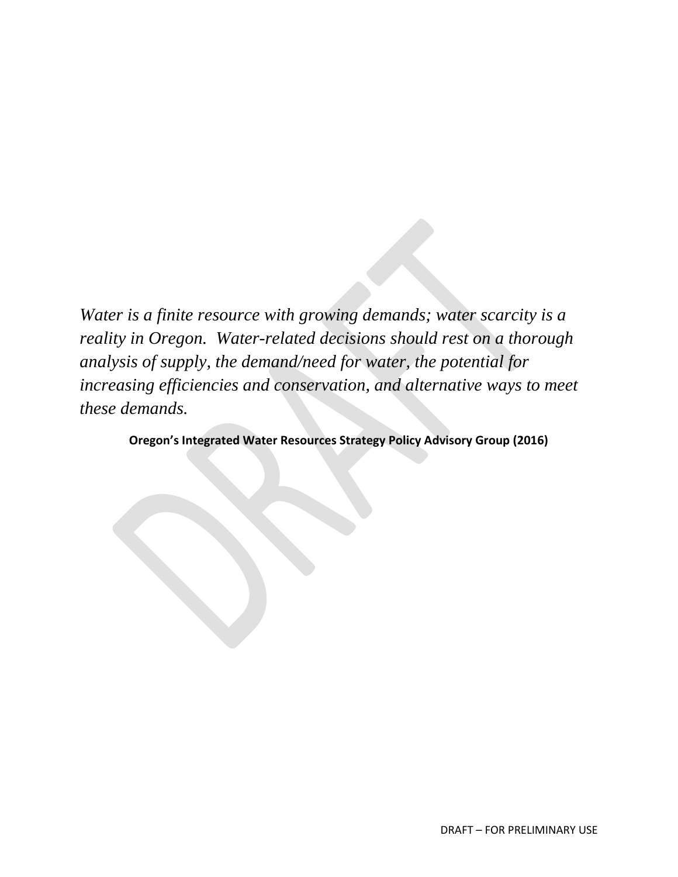*Water is a finite resource with growing demands; water scarcity is a reality in Oregon. Water-related decisions should rest on a thorough analysis of supply, the demand/need for water, the potential for increasing efficiencies and conservation, and alternative ways to meet these demands.*

**Oregon's Integrated Water Resources Strategy Policy Advisory Group (2016)**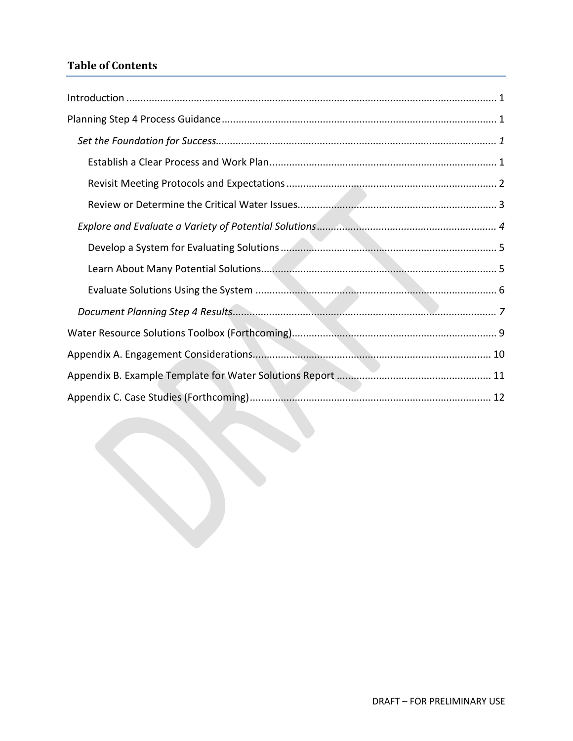## Table of Contents

Introduction ........................................................................................................................ 1

Planning Step 4 Process Guidance ..................................................................................... 1

*Set the Foundation for Success*...................................................................................... *1*

Establish a Clear Process and Work Plan ....................................................................... 1

Revisit Meeting Protocols and Expectations ................................................................. 2

Review or Determine the Critical Water Issues.............................................................. 3

*Explore and Evaluate a Variety of Potential Solutions*................................................... *4*

Develop a System for Evaluating Solutions ................................................................... 5

Learn About Many Potential Solutions.......................................................................... 5

Evaluate Solutions Using the System ........................................................................... 6

*Document Planning Step 4 Results*.............................................................................. *7*

Water Resource Solutions Toolbox (Forthcoming)............................................................ 9

Appendix A. Engagement Considerations........................................................................ 10

Appendix B. Example Template for Water Solutions Report .......................................... 11

Appendix C. Case Studies (Forthcoming)......................................................................... 12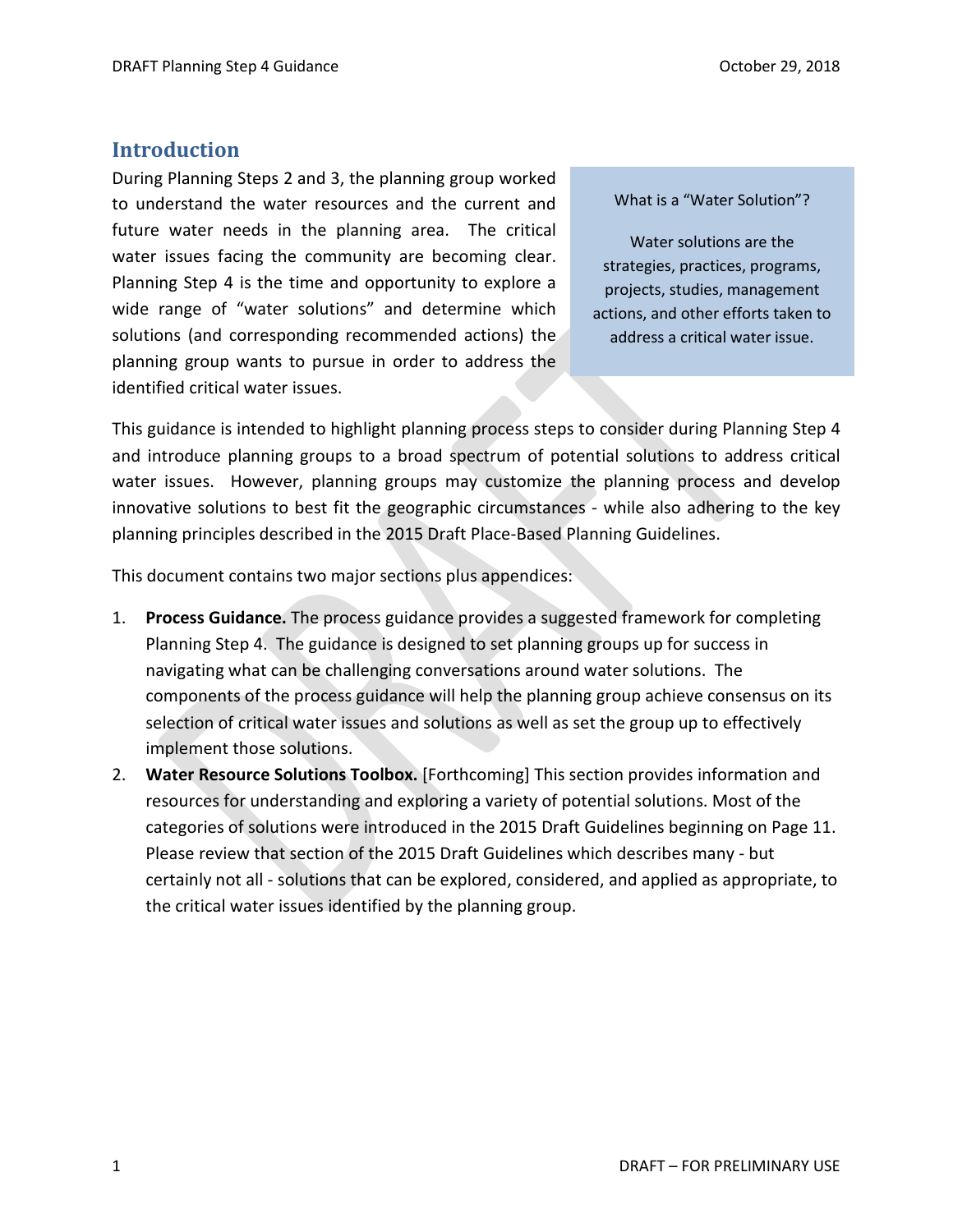## Introduction

During Planning Steps 2 and 3, the planning group worked to understand the water resources and the current and future water needs in the planning area. The critical water issues facing the community are becoming clear. Planning Step 4 is the time and opportunity to explore a wide range of "water solutions" and determine which solutions (and corresponding recommended actions) the planning group wants to pursue in order to address the identified critical water issues.

> What is a "Water Solution"?
>
> Water solutions are the strategies, practices, programs, projects, studies, management actions, and other efforts taken to address a critical water issue.

This guidance is intended to highlight planning process steps to consider during Planning Step 4 and introduce planning groups to a broad spectrum of potential solutions to address critical water issues. However, planning groups may customize the planning process and develop innovative solutions to best fit the geographic circumstances - while also adhering to the key planning principles described in the 2015 Draft Place-Based Planning Guidelines.

This document contains two major sections plus appendices:

1. **Process Guidance.** The process guidance provides a suggested framework for completing Planning Step 4. The guidance is designed to set planning groups up for success in navigating what can be challenging conversations around water solutions. The components of the process guidance will help the planning group achieve consensus on its selection of critical water issues and solutions as well as set the group up to effectively implement those solutions.
2. **Water Resource Solutions Toolbox.** [Forthcoming] This section provides information and resources for understanding and exploring a variety of potential solutions. Most of the categories of solutions were introduced in the 2015 Draft Guidelines beginning on Page 11. Please review that section of the 2015 Draft Guidelines which describes many - but certainly not all - solutions that can be explored, considered, and applied as appropriate, to the critical water issues identified by the planning group.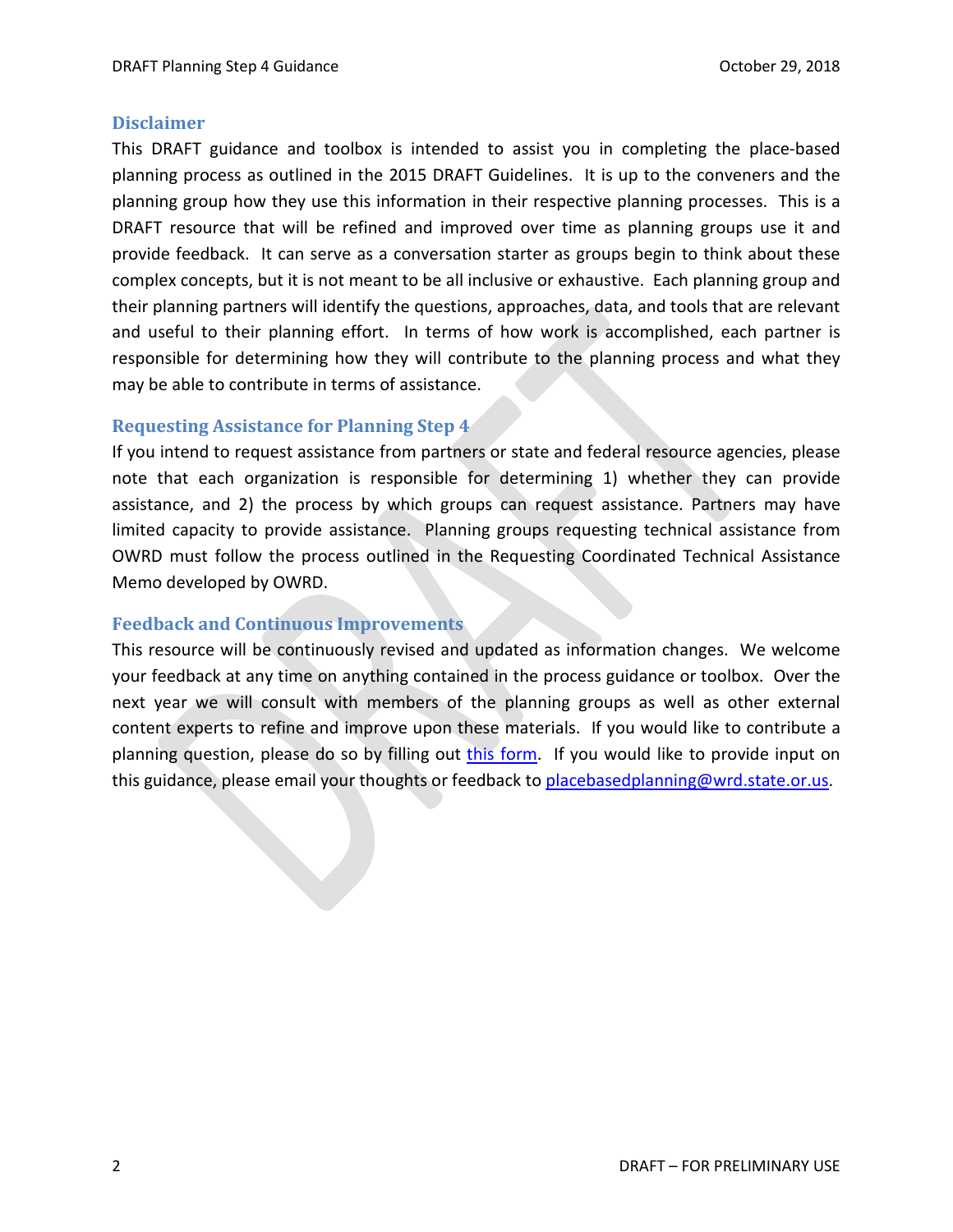## Disclaimer

This DRAFT guidance and toolbox is intended to assist you in completing the place-based planning process as outlined in the 2015 DRAFT Guidelines. It is up to the conveners and the planning group how they use this information in their respective planning processes. This is a DRAFT resource that will be refined and improved over time as planning groups use it and provide feedback. It can serve as a conversation starter as groups begin to think about these complex concepts, but it is not meant to be all inclusive or exhaustive. Each planning group and their planning partners will identify the questions, approaches, data, and tools that are relevant and useful to their planning effort. In terms of how work is accomplished, each partner is responsible for determining how they will contribute to the planning process and what they may be able to contribute in terms of assistance.

## Requesting Assistance for Planning Step 4

If you intend to request assistance from partners or state and federal resource agencies, please note that each organization is responsible for determining 1) whether they can provide assistance, and 2) the process by which groups can request assistance. Partners may have limited capacity to provide assistance. Planning groups requesting technical assistance from OWRD must follow the process outlined in the Requesting Coordinated Technical Assistance Memo developed by OWRD.

## Feedback and Continuous Improvements

This resource will be continuously revised and updated as information changes. We welcome your feedback at any time on anything contained in the process guidance or toolbox. Over the next year we will consult with members of the planning groups as well as other external content experts to refine and improve upon these materials. If you would like to contribute a planning question, please do so by filling out this form. If you would like to provide input on this guidance, please email your thoughts or feedback to placebasedplanning@wrd.state.or.us.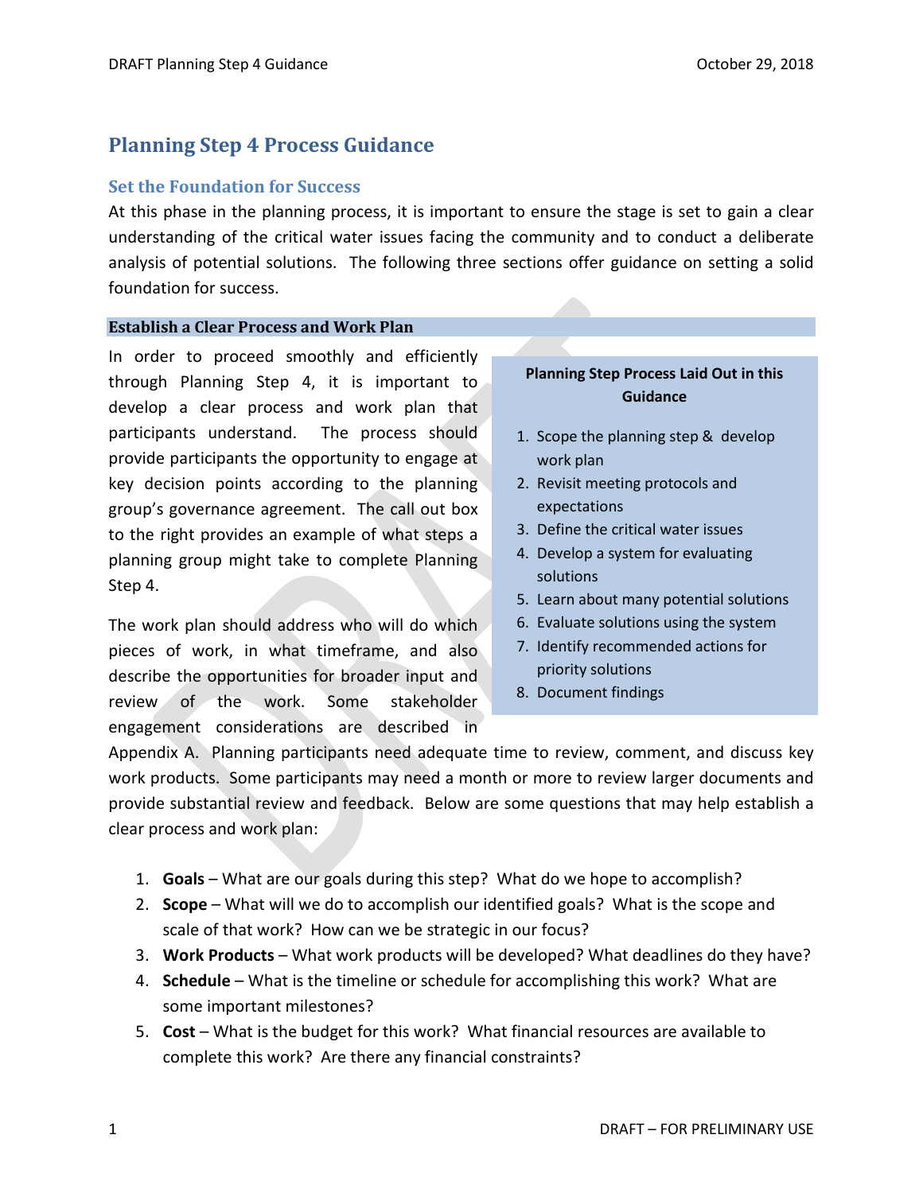## Planning Step 4 Process Guidance

### Set the Foundation for Success

At this phase in the planning process, it is important to ensure the stage is set to gain a clear understanding of the critical water issues facing the community and to conduct a deliberate analysis of potential solutions. The following three sections offer guidance on setting a solid foundation for success.

#### Establish a Clear Process and Work Plan

In order to proceed smoothly and efficiently through Planning Step 4, it is important to develop a clear process and work plan that participants understand. The process should provide participants the opportunity to engage at key decision points according to the planning group's governance agreement. The call out box to the right provides an example of what steps a planning group might take to complete Planning Step 4.

> **Planning Step Process Laid Out in this Guidance**
>
> 1. Scope the planning step & develop work plan
> 2. Revisit meeting protocols and expectations
> 3. Define the critical water issues
> 4. Develop a system for evaluating solutions
> 5. Learn about many potential solutions
> 6. Evaluate solutions using the system
> 7. Identify recommended actions for priority solutions
> 8. Document findings

The work plan should address who will do which pieces of work, in what timeframe, and also describe the opportunities for broader input and review of the work. Some stakeholder engagement considerations are described in Appendix A. Planning participants need adequate time to review, comment, and discuss key work products. Some participants may need a month or more to review larger documents and provide substantial review and feedback. Below are some questions that may help establish a clear process and work plan:

1. **Goals** – What are our goals during this step? What do we hope to accomplish?
2. **Scope** – What will we do to accomplish our identified goals? What is the scope and scale of that work? How can we be strategic in our focus?
3. **Work Products** – What work products will be developed? What deadlines do they have?
4. **Schedule** – What is the timeline or schedule for accomplishing this work? What are some important milestones?
5. **Cost** – What is the budget for this work? What financial resources are available to complete this work? Are there any financial constraints?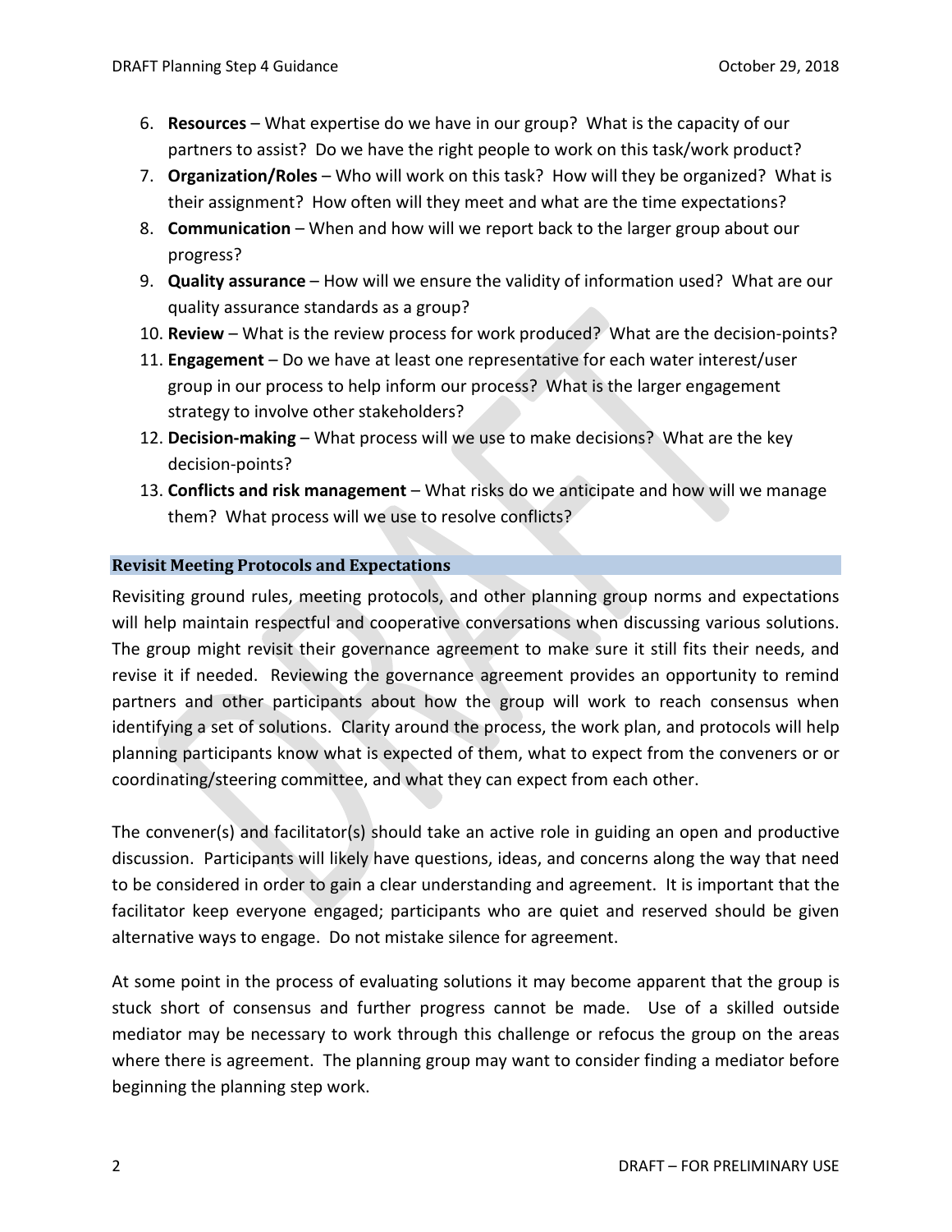6. **Resources** – What expertise do we have in our group? What is the capacity of our partners to assist? Do we have the right people to work on this task/work product?
7. **Organization/Roles** – Who will work on this task? How will they be organized? What is their assignment? How often will they meet and what are the time expectations?
8. **Communication** – When and how will we report back to the larger group about our progress?
9. **Quality assurance** – How will we ensure the validity of information used? What are our quality assurance standards as a group?
10. **Review** – What is the review process for work produced? What are the decision-points?
11. **Engagement** – Do we have at least one representative for each water interest/user group in our process to help inform our process? What is the larger engagement strategy to involve other stakeholders?
12. **Decision-making** – What process will we use to make decisions? What are the key decision-points?
13. **Conflicts and risk management** – What risks do we anticipate and how will we manage them? What process will we use to resolve conflicts?

## Revisit Meeting Protocols and Expectations

Revisiting ground rules, meeting protocols, and other planning group norms and expectations will help maintain respectful and cooperative conversations when discussing various solutions. The group might revisit their governance agreement to make sure it still fits their needs, and revise it if needed. Reviewing the governance agreement provides an opportunity to remind partners and other participants about how the group will work to reach consensus when identifying a set of solutions. Clarity around the process, the work plan, and protocols will help planning participants know what is expected of them, what to expect from the conveners or or coordinating/steering committee, and what they can expect from each other.

The convener(s) and facilitator(s) should take an active role in guiding an open and productive discussion. Participants will likely have questions, ideas, and concerns along the way that need to be considered in order to gain a clear understanding and agreement. It is important that the facilitator keep everyone engaged; participants who are quiet and reserved should be given alternative ways to engage. Do not mistake silence for agreement.

At some point in the process of evaluating solutions it may become apparent that the group is stuck short of consensus and further progress cannot be made. Use of a skilled outside mediator may be necessary to work through this challenge or refocus the group on the areas where there is agreement. The planning group may want to consider finding a mediator before beginning the planning step work.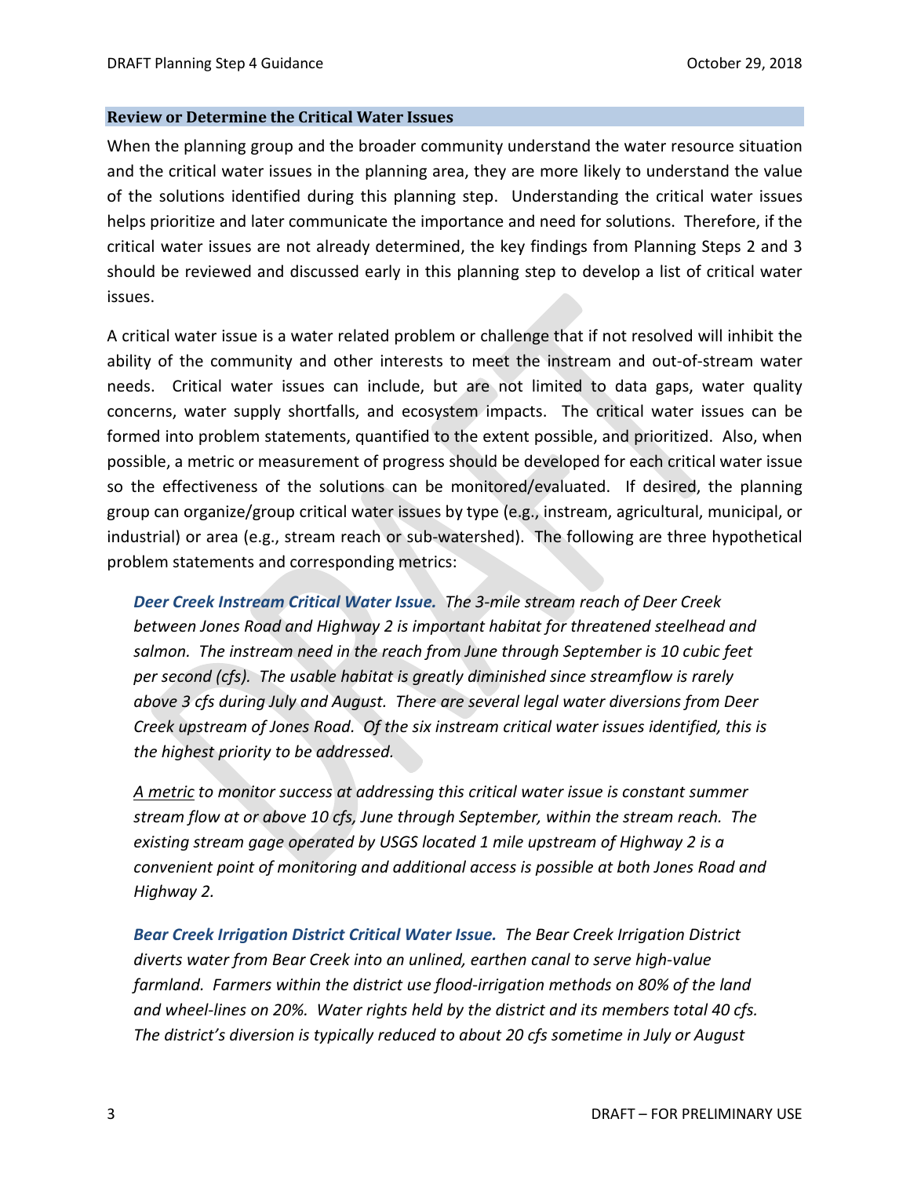## Review or Determine the Critical Water Issues

When the planning group and the broader community understand the water resource situation and the critical water issues in the planning area, they are more likely to understand the value of the solutions identified during this planning step. Understanding the critical water issues helps prioritize and later communicate the importance and need for solutions. Therefore, if the critical water issues are not already determined, the key findings from Planning Steps 2 and 3 should be reviewed and discussed early in this planning step to develop a list of critical water issues.

A critical water issue is a water related problem or challenge that if not resolved will inhibit the ability of the community and other interests to meet the instream and out-of-stream water needs. Critical water issues can include, but are not limited to data gaps, water quality concerns, water supply shortfalls, and ecosystem impacts. The critical water issues can be formed into problem statements, quantified to the extent possible, and prioritized. Also, when possible, a metric or measurement of progress should be developed for each critical water issue so the effectiveness of the solutions can be monitored/evaluated. If desired, the planning group can organize/group critical water issues by type (e.g., instream, agricultural, municipal, or industrial) or area (e.g., stream reach or sub-watershed). The following are three hypothetical problem statements and corresponding metrics:

> ***Deer Creek Instream Critical Water Issue.*** *The 3-mile stream reach of Deer Creek between Jones Road and Highway 2 is important habitat for threatened steelhead and salmon. The instream need in the reach from June through September is 10 cubic feet per second (cfs). The usable habitat is greatly diminished since streamflow is rarely above 3 cfs during July and August. There are several legal water diversions from Deer Creek upstream of Jones Road. Of the six instream critical water issues identified, this is the highest priority to be addressed.*
>
> *<u>A metric</u> to monitor success at addressing this critical water issue is constant summer stream flow at or above 10 cfs, June through September, within the stream reach. The existing stream gage operated by USGS located 1 mile upstream of Highway 2 is a convenient point of monitoring and additional access is possible at both Jones Road and Highway 2.*
>
> ***Bear Creek Irrigation District Critical Water Issue.*** *The Bear Creek Irrigation District diverts water from Bear Creek into an unlined, earthen canal to serve high-value farmland. Farmers within the district use flood-irrigation methods on 80% of the land and wheel-lines on 20%. Water rights held by the district and its members total 40 cfs. The district's diversion is typically reduced to about 20 cfs sometime in July or August*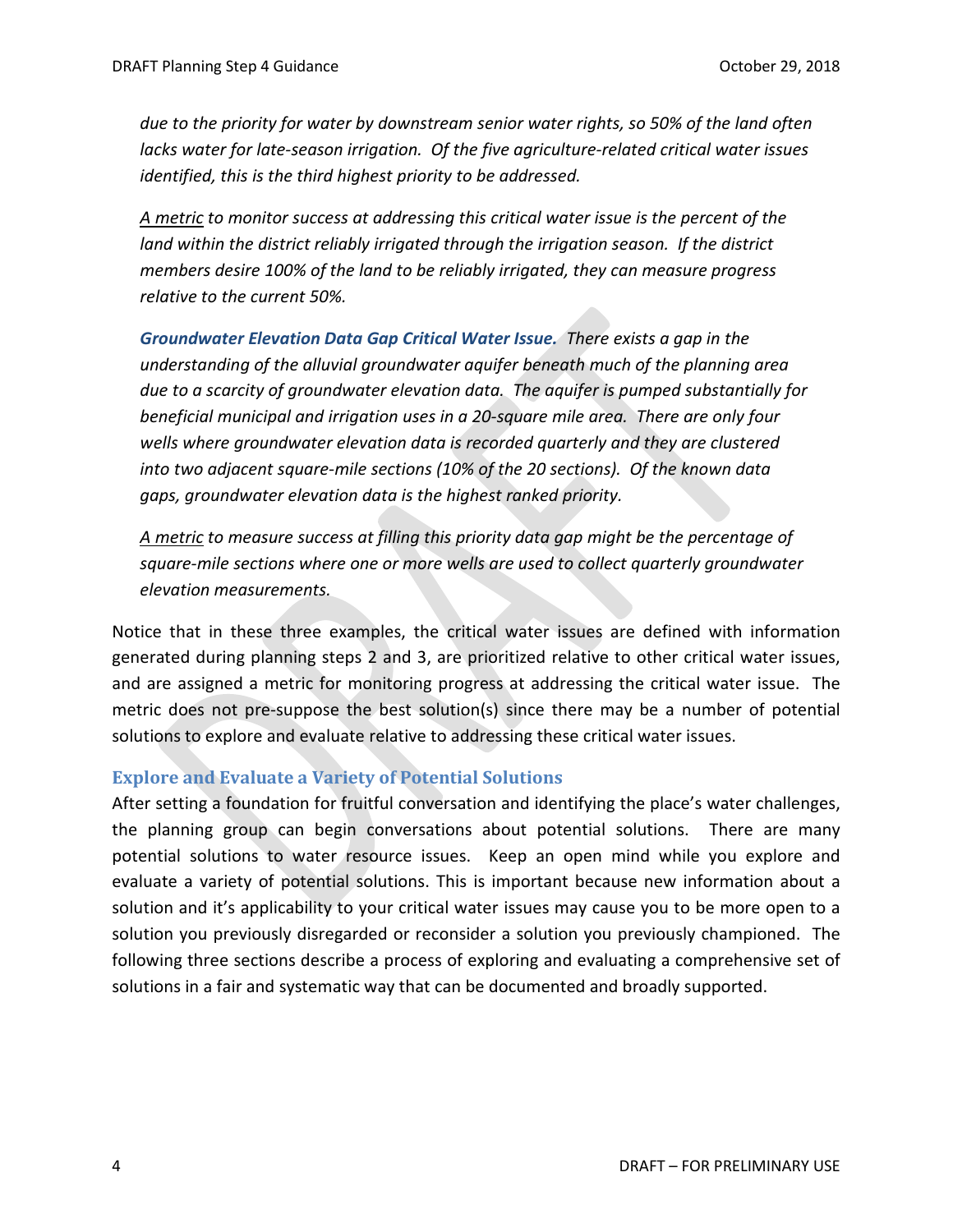*due to the priority for water by downstream senior water rights, so 50% of the land often lacks water for late-season irrigation. Of the five agriculture-related critical water issues identified, this is the third highest priority to be addressed.*

*A metric to monitor success at addressing this critical water issue is the percent of the land within the district reliably irrigated through the irrigation season. If the district members desire 100% of the land to be reliably irrigated, they can measure progress relative to the current 50%.*

***Groundwater Elevation Data Gap Critical Water Issue.*** *There exists a gap in the understanding of the alluvial groundwater aquifer beneath much of the planning area due to a scarcity of groundwater elevation data. The aquifer is pumped substantially for beneficial municipal and irrigation uses in a 20-square mile area. There are only four wells where groundwater elevation data is recorded quarterly and they are clustered into two adjacent square-mile sections (10% of the 20 sections). Of the known data gaps, groundwater elevation data is the highest ranked priority.*

*A metric to measure success at filling this priority data gap might be the percentage of square-mile sections where one or more wells are used to collect quarterly groundwater elevation measurements.*

Notice that in these three examples, the critical water issues are defined with information generated during planning steps 2 and 3, are prioritized relative to other critical water issues, and are assigned a metric for monitoring progress at addressing the critical water issue. The metric does not pre-suppose the best solution(s) since there may be a number of potential solutions to explore and evaluate relative to addressing these critical water issues.

### Explore and Evaluate a Variety of Potential Solutions

After setting a foundation for fruitful conversation and identifying the place's water challenges, the planning group can begin conversations about potential solutions. There are many potential solutions to water resource issues. Keep an open mind while you explore and evaluate a variety of potential solutions. This is important because new information about a solution and it's applicability to your critical water issues may cause you to be more open to a solution you previously disregarded or reconsider a solution you previously championed. The following three sections describe a process of exploring and evaluating a comprehensive set of solutions in a fair and systematic way that can be documented and broadly supported.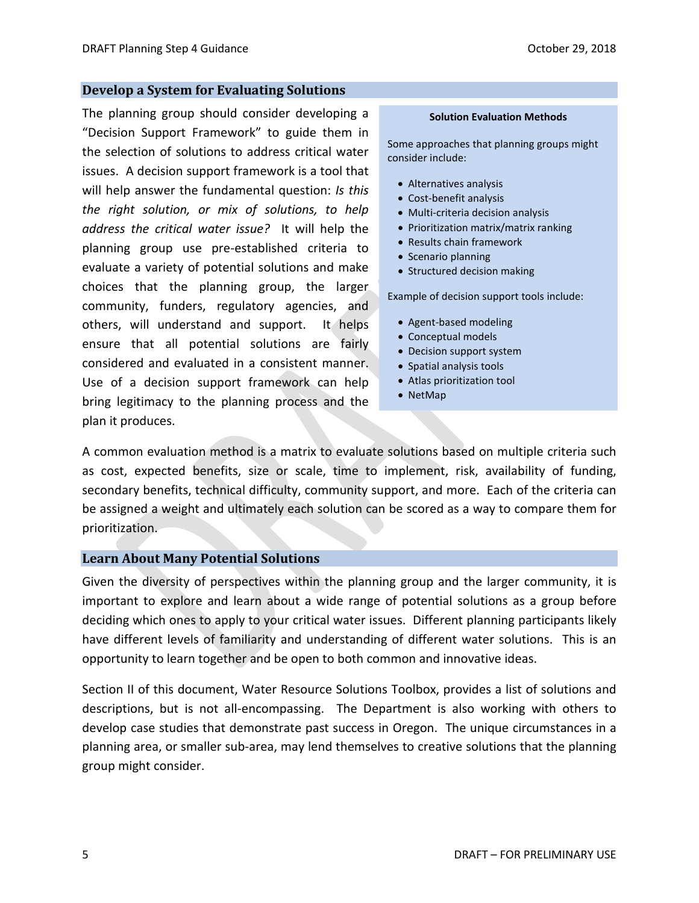## Develop a System for Evaluating Solutions

The planning group should consider developing a "Decision Support Framework" to guide them in the selection of solutions to address critical water issues. A decision support framework is a tool that will help answer the fundamental question: *Is this the right solution, or mix of solutions, to help address the critical water issue?* It will help the planning group use pre-established criteria to evaluate a variety of potential solutions and make choices that the planning group, the larger community, funders, regulatory agencies, and others, will understand and support. It helps ensure that all potential solutions are fairly considered and evaluated in a consistent manner. Use of a decision support framework can help bring legitimacy to the planning process and the plan it produces.

**Solution Evaluation Methods**

Some approaches that planning groups might consider include:

- Alternatives analysis
- Cost-benefit analysis
- Multi-criteria decision analysis
- Prioritization matrix/matrix ranking
- Results chain framework
- Scenario planning
- Structured decision making

Example of decision support tools include:

- Agent-based modeling
- Conceptual models
- Decision support system
- Spatial analysis tools
- Atlas prioritization tool
- NetMap

A common evaluation method is a matrix to evaluate solutions based on multiple criteria such as cost, expected benefits, size or scale, time to implement, risk, availability of funding, secondary benefits, technical difficulty, community support, and more. Each of the criteria can be assigned a weight and ultimately each solution can be scored as a way to compare them for prioritization.

## Learn About Many Potential Solutions

Given the diversity of perspectives within the planning group and the larger community, it is important to explore and learn about a wide range of potential solutions as a group before deciding which ones to apply to your critical water issues. Different planning participants likely have different levels of familiarity and understanding of different water solutions. This is an opportunity to learn together and be open to both common and innovative ideas.

Section II of this document, Water Resource Solutions Toolbox, provides a list of solutions and descriptions, but is not all-encompassing. The Department is also working with others to develop case studies that demonstrate past success in Oregon. The unique circumstances in a planning area, or smaller sub-area, may lend themselves to creative solutions that the planning group might consider.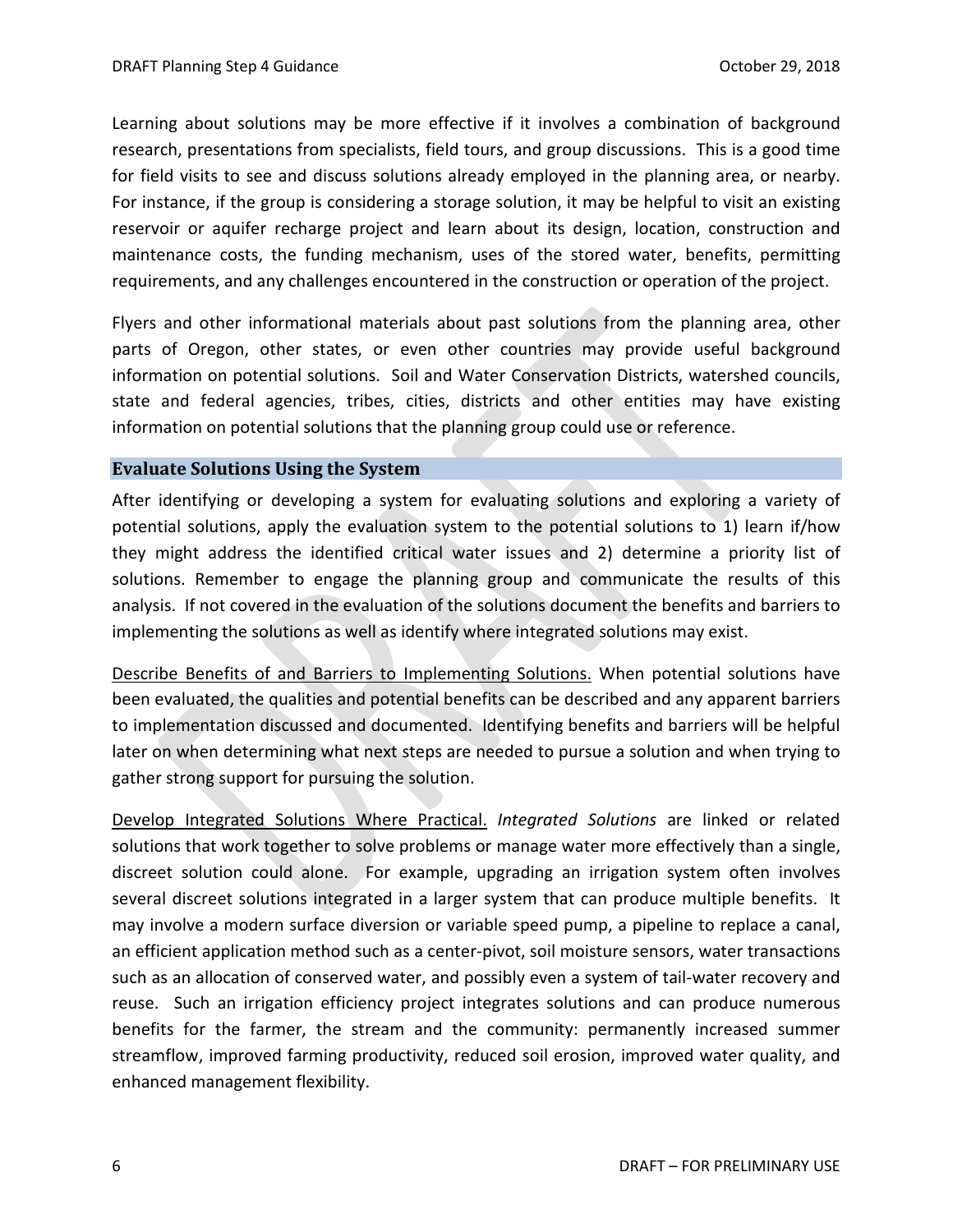Learning about solutions may be more effective if it involves a combination of background research, presentations from specialists, field tours, and group discussions. This is a good time for field visits to see and discuss solutions already employed in the planning area, or nearby. For instance, if the group is considering a storage solution, it may be helpful to visit an existing reservoir or aquifer recharge project and learn about its design, location, construction and maintenance costs, the funding mechanism, uses of the stored water, benefits, permitting requirements, and any challenges encountered in the construction or operation of the project.

Flyers and other informational materials about past solutions from the planning area, other parts of Oregon, other states, or even other countries may provide useful background information on potential solutions. Soil and Water Conservation Districts, watershed councils, state and federal agencies, tribes, cities, districts and other entities may have existing information on potential solutions that the planning group could use or reference.

## Evaluate Solutions Using the System

After identifying or developing a system for evaluating solutions and exploring a variety of potential solutions, apply the evaluation system to the potential solutions to 1) learn if/how they might address the identified critical water issues and 2) determine a priority list of solutions. Remember to engage the planning group and communicate the results of this analysis. If not covered in the evaluation of the solutions document the benefits and barriers to implementing the solutions as well as identify where integrated solutions may exist.

<u>Describe Benefits of and Barriers to Implementing Solutions.</u> When potential solutions have been evaluated, the qualities and potential benefits can be described and any apparent barriers to implementation discussed and documented. Identifying benefits and barriers will be helpful later on when determining what next steps are needed to pursue a solution and when trying to gather strong support for pursuing the solution.

<u>Develop Integrated Solutions Where Practical.</u> *Integrated Solutions* are linked or related solutions that work together to solve problems or manage water more effectively than a single, discreet solution could alone. For example, upgrading an irrigation system often involves several discreet solutions integrated in a larger system that can produce multiple benefits. It may involve a modern surface diversion or variable speed pump, a pipeline to replace a canal, an efficient application method such as a center-pivot, soil moisture sensors, water transactions such as an allocation of conserved water, and possibly even a system of tail-water recovery and reuse. Such an irrigation efficiency project integrates solutions and can produce numerous benefits for the farmer, the stream and the community: permanently increased summer streamflow, improved farming productivity, reduced soil erosion, improved water quality, and enhanced management flexibility.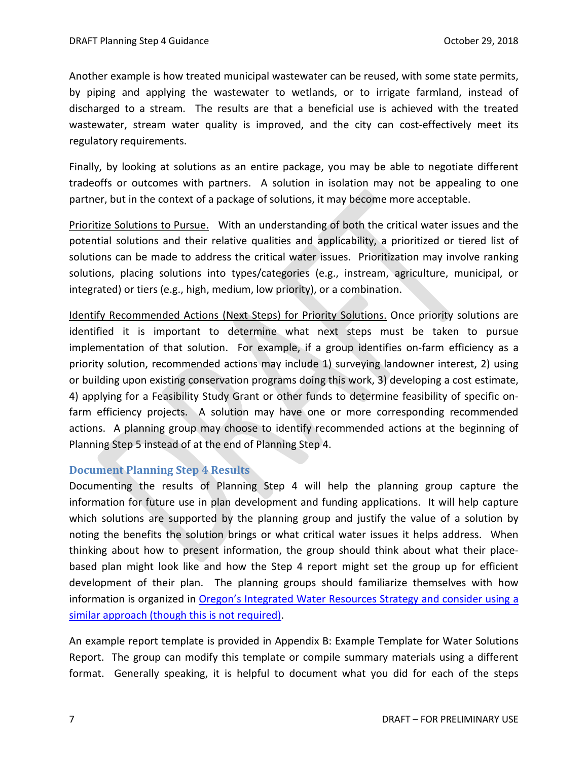Another example is how treated municipal wastewater can be reused, with some state permits, by piping and applying the wastewater to wetlands, or to irrigate farmland, instead of discharged to a stream. The results are that a beneficial use is achieved with the treated wastewater, stream water quality is improved, and the city can cost-effectively meet its regulatory requirements.

Finally, by looking at solutions as an entire package, you may be able to negotiate different tradeoffs or outcomes with partners. A solution in isolation may not be appealing to one partner, but in the context of a package of solutions, it may become more acceptable.

<u>Prioritize Solutions to Pursue.</u> With an understanding of both the critical water issues and the potential solutions and their relative qualities and applicability, a prioritized or tiered list of solutions can be made to address the critical water issues. Prioritization may involve ranking solutions, placing solutions into types/categories (e.g., instream, agriculture, municipal, or integrated) or tiers (e.g., high, medium, low priority), or a combination.

<u>Identify Recommended Actions (Next Steps) for Priority Solutions.</u> Once priority solutions are identified it is important to determine what next steps must be taken to pursue implementation of that solution. For example, if a group identifies on-farm efficiency as a priority solution, recommended actions may include 1) surveying landowner interest, 2) using or building upon existing conservation programs doing this work, 3) developing a cost estimate, 4) applying for a Feasibility Study Grant or other funds to determine feasibility of specific on-farm efficiency projects. A solution may have one or more corresponding recommended actions. A planning group may choose to identify recommended actions at the beginning of Planning Step 5 instead of at the end of Planning Step 4.

### Document Planning Step 4 Results

Documenting the results of Planning Step 4 will help the planning group capture the information for future use in plan development and funding applications. It will help capture which solutions are supported by the planning group and justify the value of a solution by noting the benefits the solution brings or what critical water issues it helps address. When thinking about how to present information, the group should think about what their place-based plan might look like and how the Step 4 report might set the group up for efficient development of their plan. The planning groups should familiarize themselves with how information is organized in [Oregon's Integrated Water Resources Strategy and consider using a similar approach (though this is not required)](#).

An example report template is provided in Appendix B: Example Template for Water Solutions Report. The group can modify this template or compile summary materials using a different format. Generally speaking, it is helpful to document what you did for each of the steps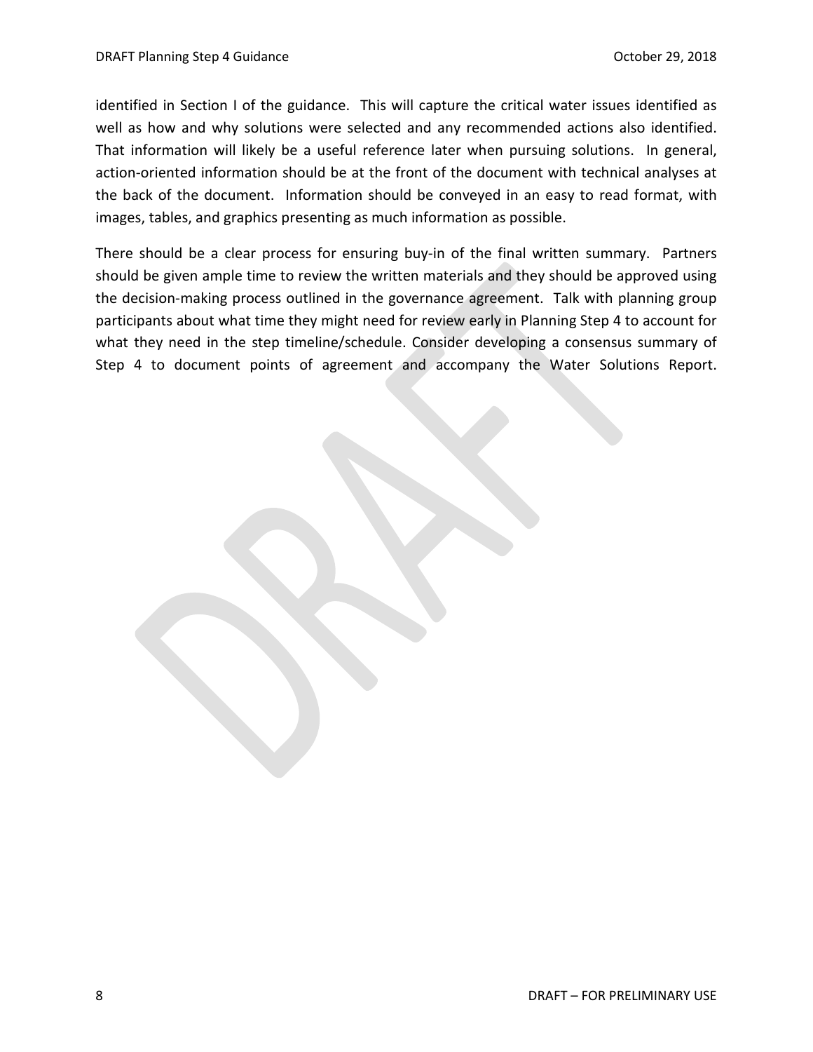identified in Section I of the guidance. This will capture the critical water issues identified as well as how and why solutions were selected and any recommended actions also identified. That information will likely be a useful reference later when pursuing solutions. In general, action-oriented information should be at the front of the document with technical analyses at the back of the document. Information should be conveyed in an easy to read format, with images, tables, and graphics presenting as much information as possible.

There should be a clear process for ensuring buy-in of the final written summary. Partners should be given ample time to review the written materials and they should be approved using the decision-making process outlined in the governance agreement. Talk with planning group participants about what time they might need for review early in Planning Step 4 to account for what they need in the step timeline/schedule. Consider developing a consensus summary of Step 4 to document points of agreement and accompany the Water Solutions Report.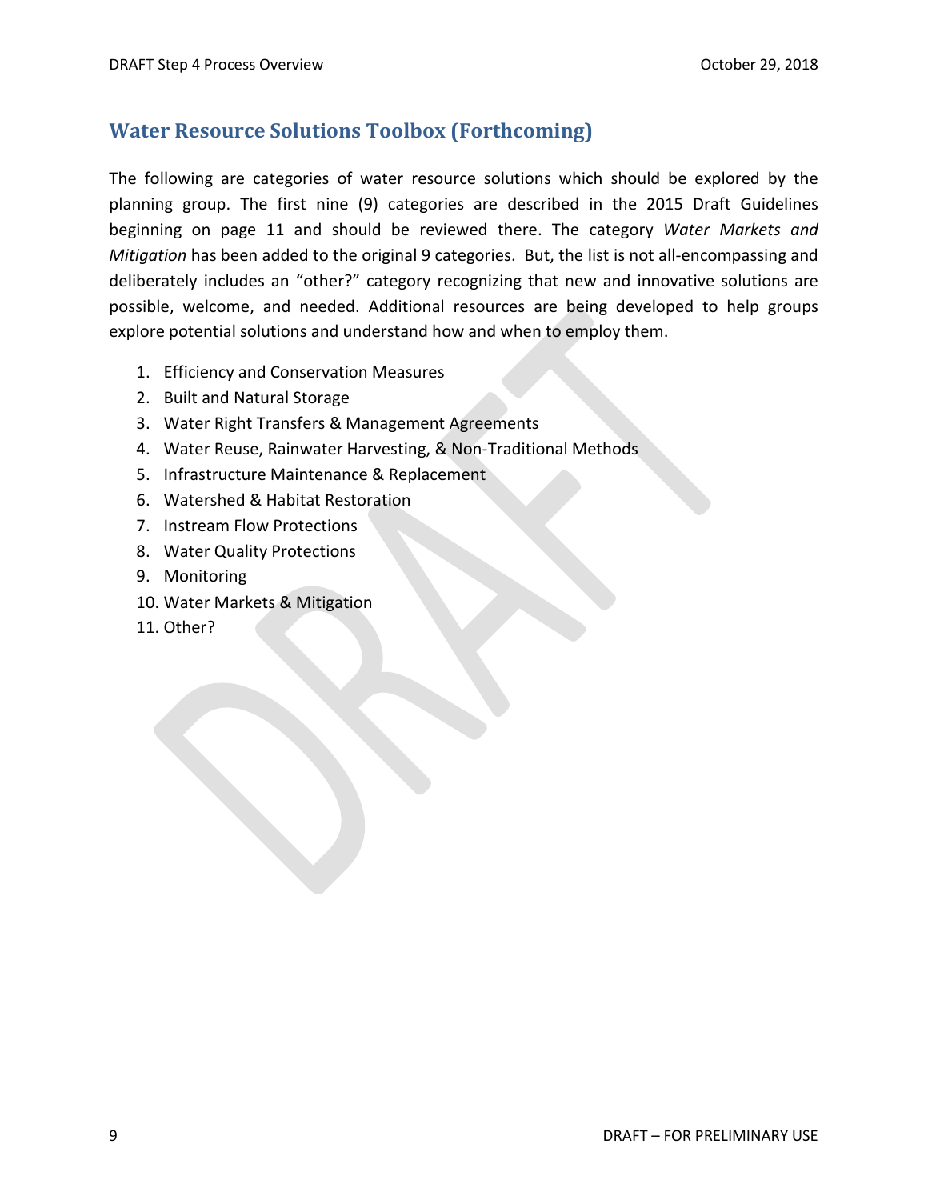## Water Resource Solutions Toolbox (Forthcoming)

The following are categories of water resource solutions which should be explored by the planning group. The first nine (9) categories are described in the 2015 Draft Guidelines beginning on page 11 and should be reviewed there. The category *Water Markets and Mitigation* has been added to the original 9 categories. But, the list is not all-encompassing and deliberately includes an "other?" category recognizing that new and innovative solutions are possible, welcome, and needed. Additional resources are being developed to help groups explore potential solutions and understand how and when to employ them.

1. Efficiency and Conservation Measures
2. Built and Natural Storage
3. Water Right Transfers & Management Agreements
4. Water Reuse, Rainwater Harvesting, & Non-Traditional Methods
5. Infrastructure Maintenance & Replacement
6. Watershed & Habitat Restoration
7. Instream Flow Protections
8. Water Quality Protections
9. Monitoring
10. Water Markets & Mitigation
11. Other?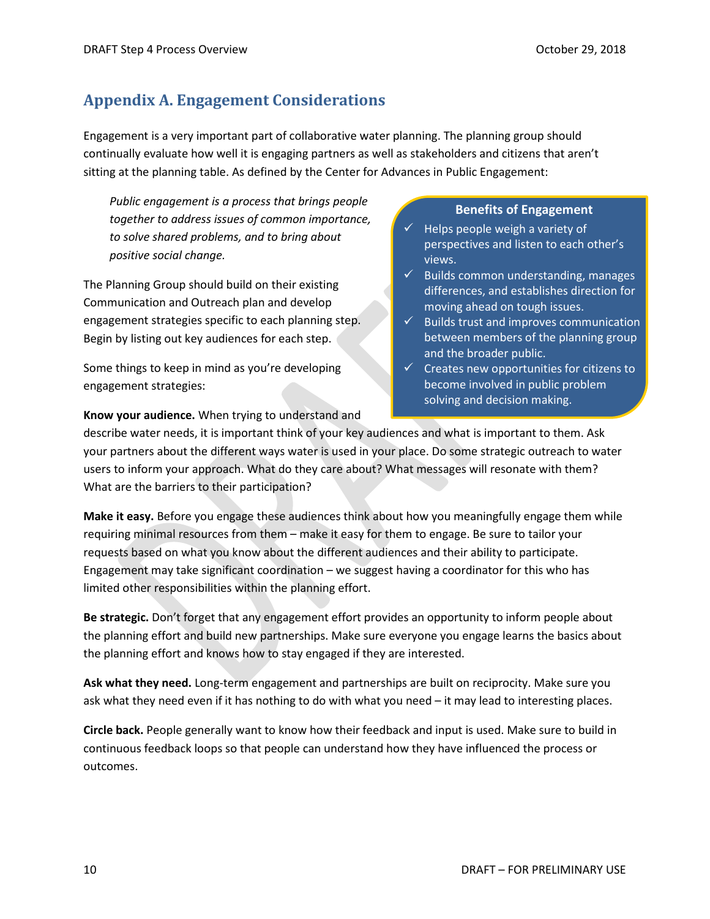## Appendix A. Engagement Considerations

Engagement is a very important part of collaborative water planning. The planning group should continually evaluate how well it is engaging partners as well as stakeholders and citizens that aren't sitting at the planning table. As defined by the Center for Advances in Public Engagement:

> *Public engagement is a process that brings people together to address issues of common importance, to solve shared problems, and to bring about positive social change.*

**Benefits of Engagement**

- ✓ Helps people weigh a variety of perspectives and listen to each other's views.
- ✓ Builds common understanding, manages differences, and establishes direction for moving ahead on tough issues.
- ✓ Builds trust and improves communication between members of the planning group and the broader public.
- ✓ Creates new opportunities for citizens to become involved in public problem solving and decision making.

The Planning Group should build on their existing Communication and Outreach plan and develop engagement strategies specific to each planning step. Begin by listing out key audiences for each step.

Some things to keep in mind as you're developing engagement strategies:

**Know your audience.** When trying to understand and describe water needs, it is important think of your key audiences and what is important to them. Ask your partners about the different ways water is used in your place. Do some strategic outreach to water users to inform your approach. What do they care about? What messages will resonate with them? What are the barriers to their participation?

**Make it easy.** Before you engage these audiences think about how you meaningfully engage them while requiring minimal resources from them – make it easy for them to engage. Be sure to tailor your requests based on what you know about the different audiences and their ability to participate. Engagement may take significant coordination – we suggest having a coordinator for this who has limited other responsibilities within the planning effort.

**Be strategic.** Don't forget that any engagement effort provides an opportunity to inform people about the planning effort and build new partnerships. Make sure everyone you engage learns the basics about the planning effort and knows how to stay engaged if they are interested.

**Ask what they need.** Long-term engagement and partnerships are built on reciprocity. Make sure you ask what they need even if it has nothing to do with what you need – it may lead to interesting places.

**Circle back.** People generally want to know how their feedback and input is used. Make sure to build in continuous feedback loops so that people can understand how they have influenced the process or outcomes.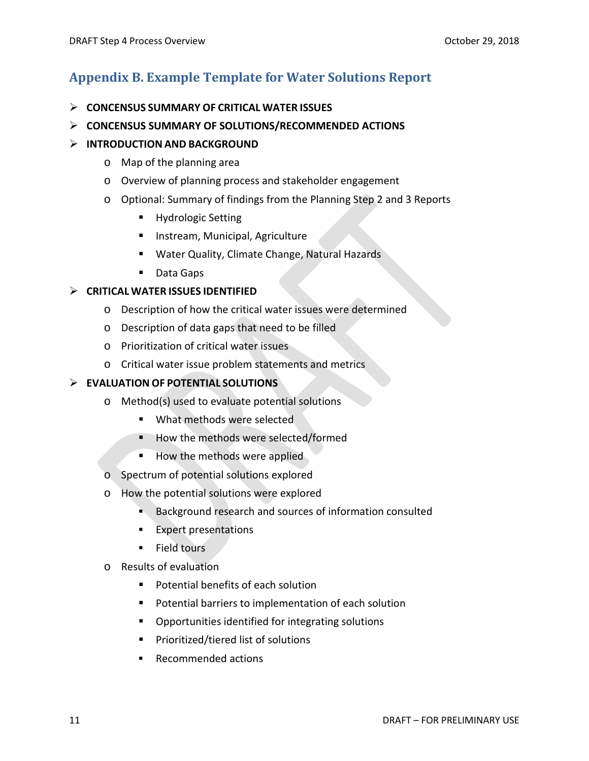## Appendix B. Example Template for Water Solutions Report

- **CONCENSUS SUMMARY OF CRITICAL WATER ISSUES**
- **CONCENSUS SUMMARY OF SOLUTIONS/RECOMMENDED ACTIONS**
- **INTRODUCTION AND BACKGROUND**
  - Map of the planning area
  - Overview of planning process and stakeholder engagement
  - Optional: Summary of findings from the Planning Step 2 and 3 Reports
    - Hydrologic Setting
    - Instream, Municipal, Agriculture
    - Water Quality, Climate Change, Natural Hazards
    - Data Gaps
- **CRITICAL WATER ISSUES IDENTIFIED**
  - Description of how the critical water issues were determined
  - Description of data gaps that need to be filled
  - Prioritization of critical water issues
  - Critical water issue problem statements and metrics
- **EVALUATION OF POTENTIAL SOLUTIONS**
  - Method(s) used to evaluate potential solutions
    - What methods were selected
    - How the methods were selected/formed
    - How the methods were applied
  - Spectrum of potential solutions explored
  - How the potential solutions were explored
    - Background research and sources of information consulted
    - Expert presentations
    - Field tours
  - Results of evaluation
    - Potential benefits of each solution
    - Potential barriers to implementation of each solution
    - Opportunities identified for integrating solutions
    - Prioritized/tiered list of solutions
    - Recommended actions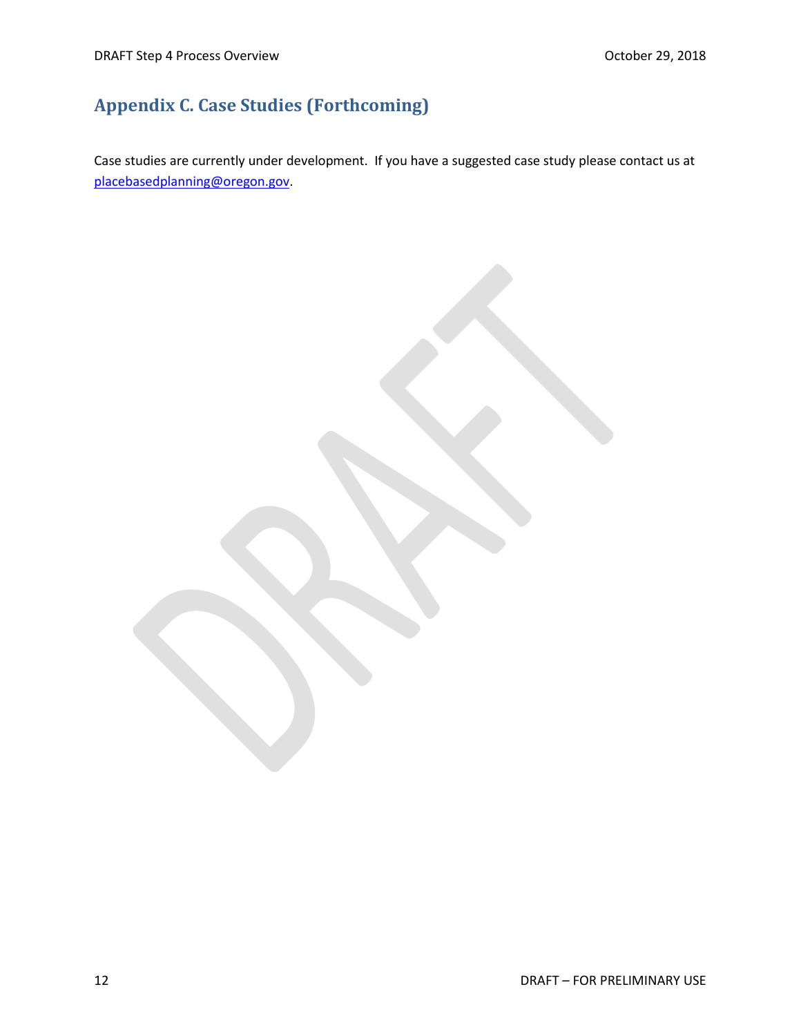## Appendix C. Case Studies (Forthcoming)

Case studies are currently under development. If you have a suggested case study please contact us at placebasedplanning@oregon.gov.